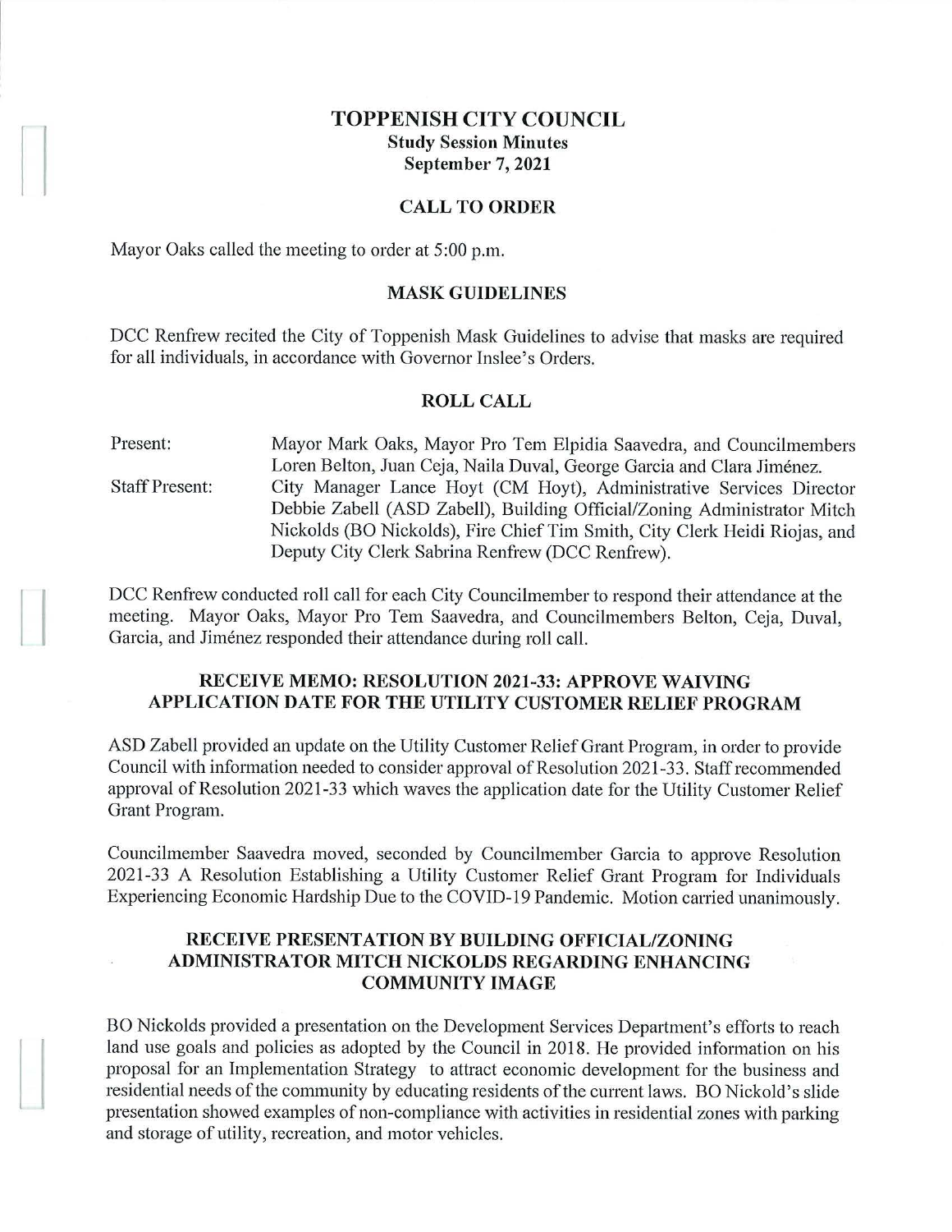# TOPPENISH CITY COUNCIL

## Study Session Minutes
## September 7, 2021

### CALL TO ORDER

Mayor Oaks called the meeting to order at 5:00 p.m.

### MASK GUIDELINES

DCC Renfrew recited the City of Toppenish Mask Guidelines to advise that masks are required for all individuals, in accordance with Governor Inslee's Orders.

### ROLL CALL

Present: Mayor Mark Oaks, Mayor Pro Tem Elpidia Saavedra, and Councilmembers Loren Belton, Juan Ceja, Naila Duval, George Garcia and Clara Jiménez.

Staff Present: City Manager Lance Hoyt (CM Hoyt), Administrative Services Director Debbie Zabell (ASD Zabell), Building Official/Zoning Administrator Mitch Nickolds (BO Nickolds), Fire Chief Tim Smith, City Clerk Heidi Riojas, and Deputy City Clerk Sabrina Renfrew (DCC Renfrew).

DCC Renfrew conducted roll call for each City Councilmember to respond their attendance at the meeting. Mayor Oaks, Mayor Pro Tem Saavedra, and Councilmembers Belton, Ceja, Duval, Garcia, and Jiménez responded their attendance during roll call.

### RECEIVE MEMO: RESOLUTION 2021-33: APPROVE WAIVING APPLICATION DATE FOR THE UTILITY CUSTOMER RELIEF PROGRAM

ASD Zabell provided an update on the Utility Customer Relief Grant Program, in order to provide Council with information needed to consider approval of Resolution 2021-33. Staff recommended approval of Resolution 2021-33 which waves the application date for the Utility Customer Relief Grant Program.

Councilmember Saavedra moved, seconded by Councilmember Garcia to approve Resolution 2021-33 A Resolution Establishing a Utility Customer Relief Grant Program for Individuals Experiencing Economic Hardship Due to the COVID-19 Pandemic. Motion carried unanimously.

### RECEIVE PRESENTATION BY BUILDING OFFICIAL/ZONING ADMINISTRATOR MITCH NICKOLDS REGARDING ENHANCING COMMUNITY IMAGE

BO Nickolds provided a presentation on the Development Services Department's efforts to reach land use goals and policies as adopted by the Council in 2018. He provided information on his proposal for an Implementation Strategy to attract economic development for the business and residential needs of the community by educating residents of the current laws. BO Nickold's slide presentation showed examples of non-compliance with activities in residential zones with parking and storage of utility, recreation, and motor vehicles.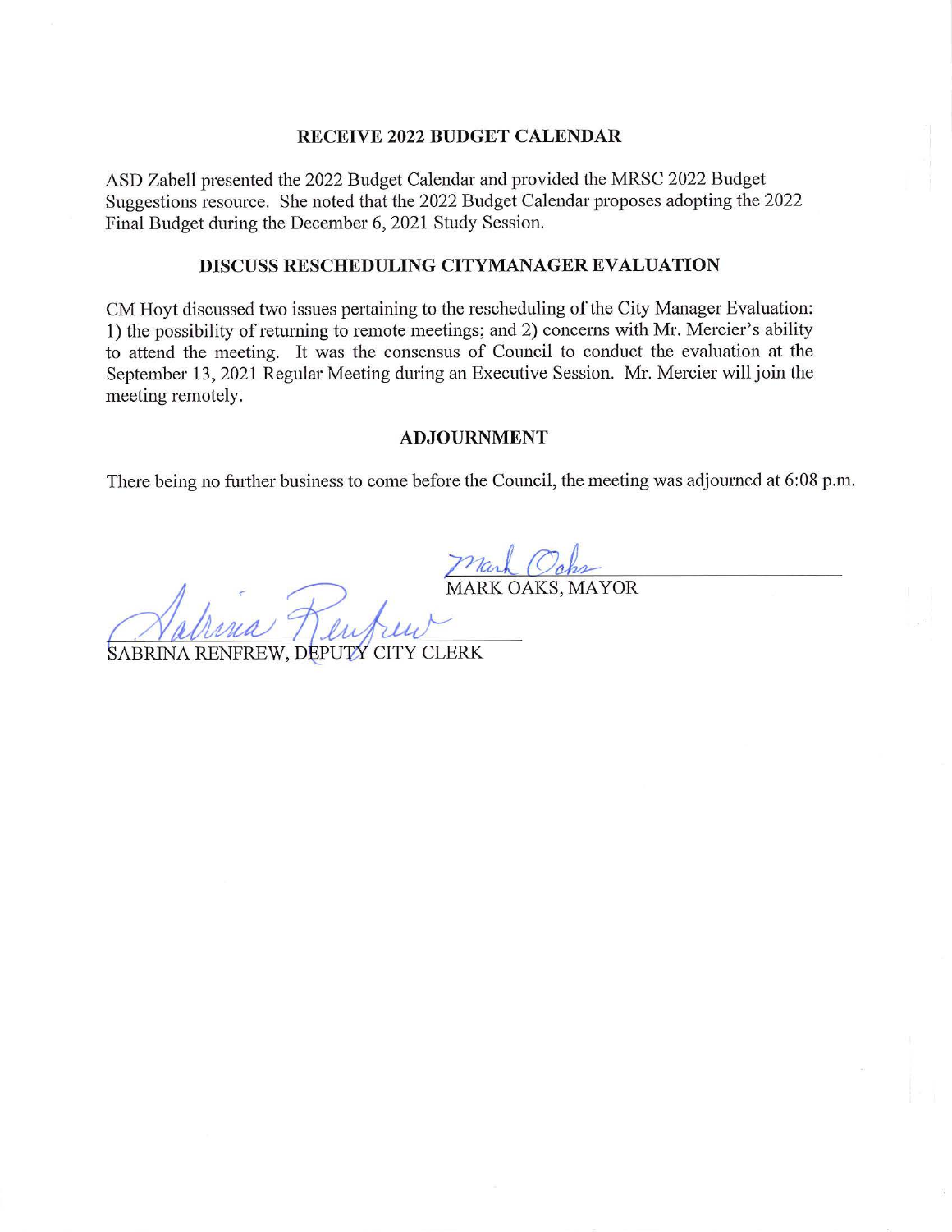## RECEIVE 2022 BUDGET CALENDAR

ASD Zabell presented the 2022 Budget Calendar and provided the MRSC 2022 Budget Suggestions resource. She noted that the 2022 Budget Calendar proposes adopting the 2022 Final Budget during the December 6, 2021 Study Session.

## DISCUSS RESCHEDULING CITYMANAGER EVALUATION

CM Hoyt discussed two issues pertaining to the rescheduling of the City Manager Evaluation: 1) the possibility of returning to remote meetings; and 2) concerns with Mr. Mercier's ability to attend the meeting. It was the consensus of Council to conduct the evaluation at the September 13, 2021 Regular Meeting during an Executive Session. Mr. Mercier will join the meeting remotely.

## ADJOURNMENT

There being no further business to come before the Council, the meeting was adjourned at 6:08 p.m.

MARK OAKS, MAYOR

SABRINA RENFREW, DEPUTY CITY CLERK